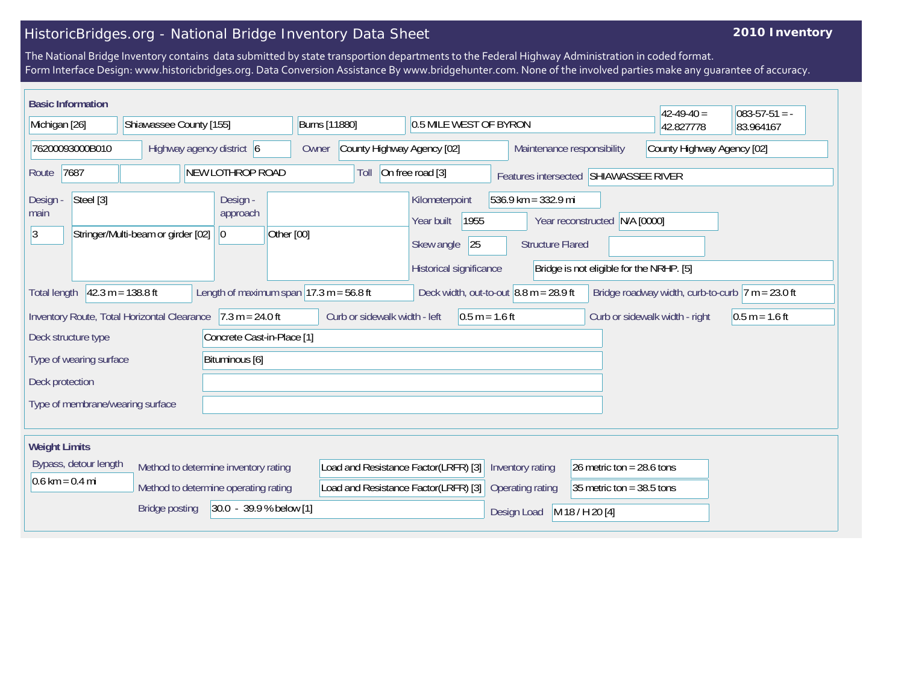# HistoricBridges.org - National Bridge Inventory Data Sheet

**2010 Inventory**

The National Bridge Inventory contains data submitted by state transportion departments to the Federal Highway Administration in coded format.
Form Interface Design: www.historicbridges.org. Data Conversion Assistance By www.bridgehunter.com. None of the involved parties make any guarantee of accuracy.

## Basic Information

| Field | Value |
|---|---|
| State | Michigan [26] |
| County | Shiawassee County [155] |
| Place | Burns [11880] |
| Location | 0.5 MILE WEST OF BYRON |
| Latitude | 42-49-40 = 42.827778 |
| Longitude | 083-57-51 = -83.964167 |
| Structure Number | 76200093000B010 |
| Highway agency district | 6 |
| Owner | County Highway Agency [02] |
| Maintenance responsibility | County Highway Agency [02] |
| Route | 7687 |
| Facility Carried | NEW LOTHROP ROAD |
| Toll | On free road [3] |
| Features intersected | SHIAWASSEE RIVER |
| Design - main | Steel [3] |
| | 3 — Stringer/Multi-beam or girder [02] |
| Design - approach | 0 — Other [00] |
| Kilometerpoint | 536.9 km = 332.9 mi |
| Year built | 1955 |
| Year reconstructed | N/A [0000] |
| Skew angle | 25 |
| Structure Flared | |
| Historical significance | Bridge is not eligible for the NRHP. [5] |
| Total length | 42.3 m = 138.8 ft |
| Length of maximum span | 17.3 m = 56.8 ft |
| Deck width, out-to-out | 8.8 m = 28.9 ft |
| Bridge roadway width, curb-to-curb | 7 m = 23.0 ft |
| Inventory Route, Total Horizontal Clearance | 7.3 m = 24.0 ft |
| Curb or sidewalk width - left | 0.5 m = 1.6 ft |
| Curb or sidewalk width - right | 0.5 m = 1.6 ft |
| Deck structure type | Concrete Cast-in-Place [1] |
| Type of wearing surface | Bituminous [6] |
| Deck protection | |
| Type of membrane/wearing surface | |

## Weight Limits

| Field | Value |
|---|---|
| Bypass, detour length | 0.6 km = 0.4 mi |
| Method to determine inventory rating | Load and Resistance Factor(LRFR) [3] |
| Method to determine operating rating | Load and Resistance Factor(LRFR) [3] |
| Inventory rating | 26 metric ton = 28.6 tons |
| Operating rating | 35 metric ton = 38.5 tons |
| Bridge posting | 30.0 - 39.9 % below [1] |
| Design Load | M 18 / H 20 [4] |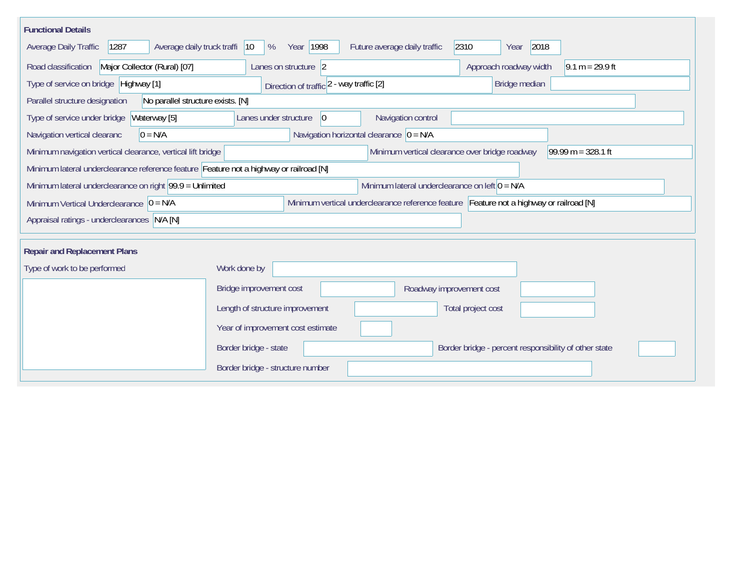## Functional Details

| Field | Value |
|---|---|
| Average Daily Traffic | 1287 |
| Average daily truck traffi | 10 % |
| Year | 1998 |
| Future average daily traffic | 2310 |
| Year | 2018 |
| Road classification | Major Collector (Rural) [07] |
| Lanes on structure | 2 |
| Approach roadway width | 9.1 m = 29.9 ft |
| Type of service on bridge | Highway [1] |
| Direction of traffic | 2 - way traffic [2] |
| Bridge median | |
| Parallel structure designation | No parallel structure exists. [N] |
| Type of service under bridge | Waterway [5] |
| Lanes under structure | 0 |
| Navigation control | |
| Navigation vertical clearanc | 0 = N/A |
| Navigation horizontal clearance | 0 = N/A |
| Minimum navigation vertical clearance, vertical lift bridge | |
| Minimum vertical clearance over bridge roadway | 99.99 m = 328.1 ft |
| Minimum lateral underclearance reference feature | Feature not a highway or railroad [N] |
| Minimum lateral underclearance on right | 99.9 = Unlimited |
| Minimum lateral underclearance on left | 0 = N/A |
| Minimum Vertical Underclearance | 0 = N/A |
| Minimum vertical underclearance reference feature | Feature not a highway or railroad [N] |
| Appraisal ratings - underclearances | N/A [N] |

## Repair and Replacement Plans

| Field | Value |
|---|---|
| Type of work to be performed | |
| Work done by | |
| Bridge improvement cost | |
| Roadway improvement cost | |
| Length of structure improvement | |
| Total project cost | |
| Year of improvement cost estimate | |
| Border bridge - state | |
| Border bridge - percent responsibility of other state | |
| Border bridge - structure number | |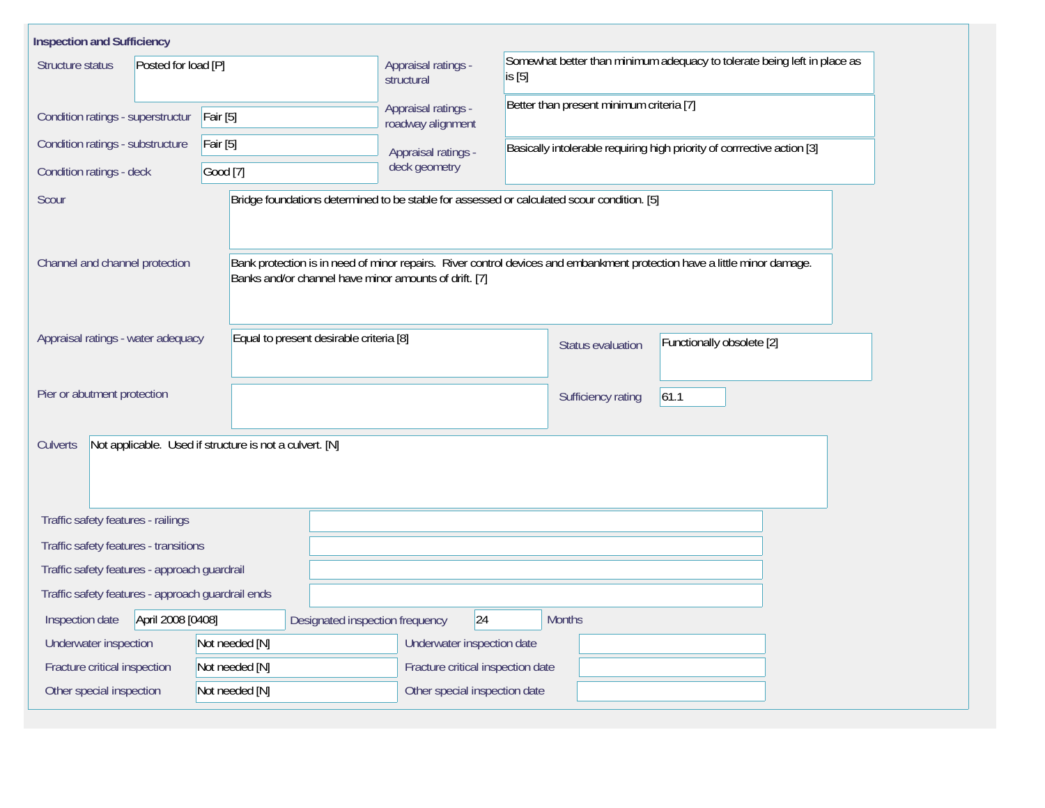## Inspection and Sufficiency

| Field | Value |
|---|---|
| Structure status | Posted for load [P] |
| Condition ratings - superstructur | Fair [5] |
| Condition ratings - substructure | Fair [5] |
| Condition ratings - deck | Good [7] |
| Appraisal ratings - structural | Somewhat better than minimum adequacy to tolerate being left in place as is [5] |
| Appraisal ratings - roadway alignment | Better than present minimum criteria [7] |
| Appraisal ratings - deck geometry | Basically intolerable requiring high priority of corrrective action [3] |
| Scour | Bridge foundations determined to be stable for assessed or calculated scour condition. [5] |
| Channel and channel protection | Bank protection is in need of minor repairs. River control devices and embankment protection have a little minor damage. Banks and/or channel have minor amounts of drift. [7] |
| Appraisal ratings - water adequacy | Equal to present desirable criteria [8] |
| Status evaluation | Functionally obsolete [2] |
| Pier or abutment protection | |
| Sufficiency rating | 61.1 |
| Culverts | Not applicable. Used if structure is not a culvert. [N] |
| Traffic safety features - railings | |
| Traffic safety features - transitions | |
| Traffic safety features - approach guardrail | |
| Traffic safety features - approach guardrail ends | |
| Inspection date | April 2008 [0408] |
| Designated inspection frequency | 24 Months |

| Inspection | Status | Date field | Date |
|---|---|---|---|
| Underwater inspection | Not needed [N] | Underwater inspection date | |
| Fracture critical inspection | Not needed [N] | Fracture critical inspection date | |
| Other special inspection | Not needed [N] | Other special inspection date | |